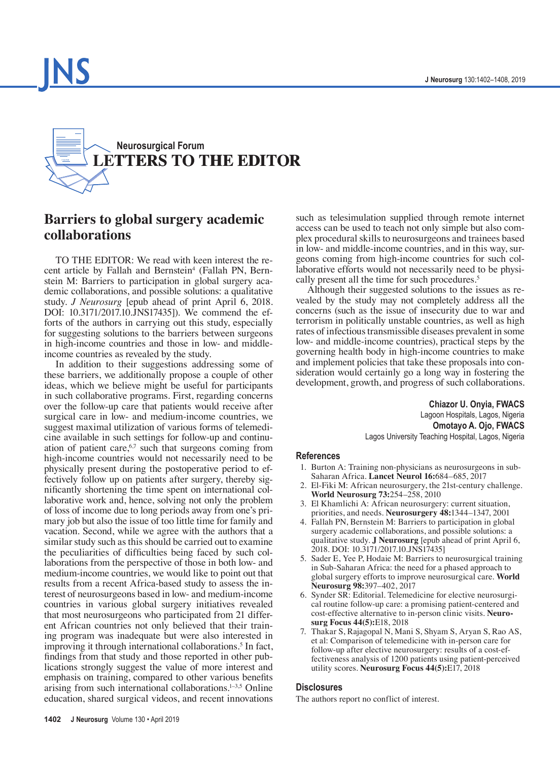## Neurosurgical Forum

# LETTERS TO THE EDITOR

## Barriers to global surgery academic collaborations

TO THE EDITOR: We read with keen interest the recent article by Fallah and Bernstein[4] (Fallah PN, Bernstein M: Barriers to participation in global surgery academic collaborations, and possible solutions: a qualitative study. *J Neurosurg* [epub ahead of print April 6, 2018. DOI: 10.3171/2017.10.JNS17435]). We commend the efforts of the authors in carrying out this study, especially for suggesting solutions to the barriers between surgeons in high-income countries and those in low- and middle-income countries as revealed by the study.

In addition to their suggestions addressing some of these barriers, we additionally propose a couple of other ideas, which we believe might be useful for participants in such collaborative programs. First, regarding concerns over the follow-up care that patients would receive after surgical care in low- and medium-income countries, we suggest maximal utilization of various forms of telemedicine available in such settings for follow-up and continuation of patient care,[6,7] such that surgeons coming from high-income countries would not necessarily need to be physically present during the postoperative period to effectively follow up on patients after surgery, thereby significantly shortening the time spent on international collaborative work and, hence, solving not only the problem of loss of income due to long periods away from one's primary job but also the issue of too little time for family and vacation. Second, while we agree with the authors that a similar study such as this should be carried out to examine the peculiarities of difficulties being faced by such collaborations from the perspective of those in both low- and medium-income countries, we would like to point out that results from a recent Africa-based study to assess the interest of neurosurgeons based in low- and medium-income countries in various global surgery initiatives revealed that most neurosurgeons who participated from 21 different African countries not only believed that their training program was inadequate but were also interested in improving it through international collaborations.[5] In fact, findings from that study and those reported in other publications strongly suggest the value of more interest and emphasis on training, compared to other various benefits arising from such international collaborations.[1–3,5] Online education, shared surgical videos, and recent innovations such as telesimulation supplied through remote internet access can be used to teach not only simple but also complex procedural skills to neurosurgeons and trainees based in low- and middle-income countries, and in this way, surgeons coming from high-income countries for such collaborative efforts would not necessarily need to be physically present all the time for such procedures.[5]

Although their suggested solutions to the issues as revealed by the study may not completely address all the concerns (such as the issue of insecurity due to war and terrorism in politically unstable countries, as well as high rates of infectious transmissible diseases prevalent in some low- and middle-income countries), practical steps by the governing health body in high-income countries to make and implement policies that take these proposals into consideration would certainly go a long way in fostering the development, growth, and progress of such collaborations.

**Chiazor U. Onyia, FWACS**
Lagoon Hospitals, Lagos, Nigeria

**Omotayo A. Ojo, FWACS**
Lagos University Teaching Hospital, Lagos, Nigeria

### References

1. Burton A: Training non-physicians as neurosurgeons in sub-Saharan Africa. **Lancet Neurol 16:**684–685, 2017
2. El-Fiki M: African neurosurgery, the 21st-century challenge. **World Neurosurg 73:**254–258, 2010
3. El Khamlichi A: African neurosurgery: current situation, priorities, and needs. **Neurosurgery 48:**1344–1347, 2001
4. Fallah PN, Bernstein M: Barriers to participation in global surgery academic collaborations, and possible solutions: a qualitative study. **J Neurosurg** [epub ahead of print April 6, 2018. DOI: 10.3171/2017.10.JNS17435]
5. Sader E, Yee P, Hodaie M: Barriers to neurosurgical training in Sub-Saharan Africa: the need for a phased approach to global surgery efforts to improve neurosurgical care. **World Neurosurg 98:**397–402, 2017
6. Synder SR: Editorial. Telemedicine for elective neurosurgical routine follow-up care: a promising patient-centered and cost-effective alternative to in-person clinic visits. **Neurosurg Focus 44(5):**E18, 2018
7. Thakar S, Rajagopal N, Mani S, Shyam S, Aryan S, Rao AS, et al: Comparison of telemedicine with in-person care for follow-up after elective neurosurgery: results of a cost-effectiveness analysis of 1200 patients using patient-perceived utility scores. **Neurosurg Focus 44(5):**E17, 2018

### Disclosures

The authors report no conflict of interest.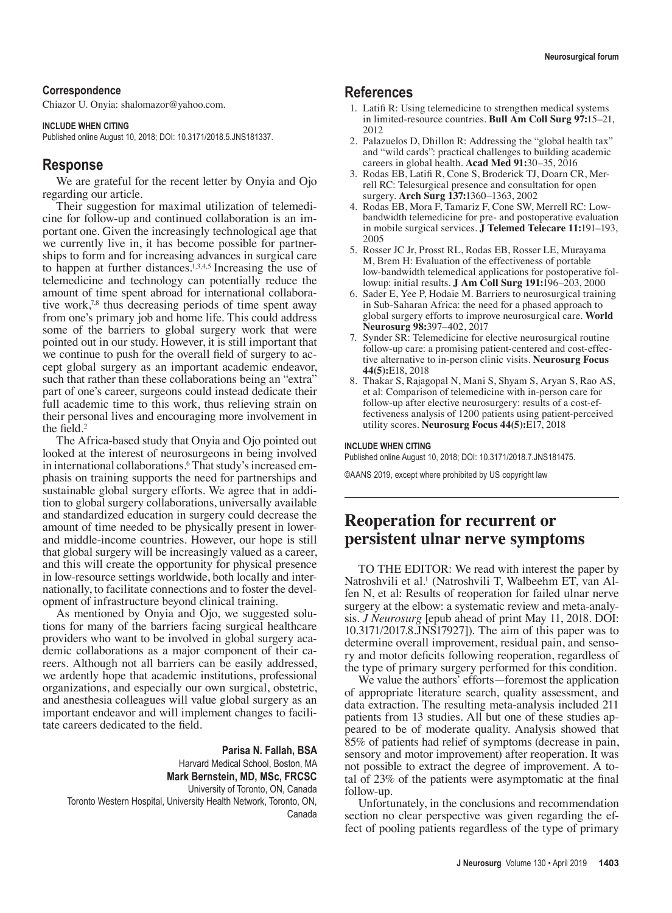### Correspondence

Chiazor U. Onyia: shalomazor@yahoo.com.

**INCLUDE WHEN CITING**
Published online August 10, 2018; DOI: 10.3171/2018.5.JNS181337.

## Response

We are grateful for the recent letter by Onyia and Ojo regarding our article.

Their suggestion for maximal utilization of telemedicine for follow-up and continued collaboration is an important one. Given the increasingly technological age that we currently live in, it has become possible for partnerships to form and for increasing advances in surgical care to happen at further distances.[1,3,4,5] Increasing the use of telemedicine and technology can potentially reduce the amount of time spent abroad for international collaborative work,[7,8] thus decreasing periods of time spent away from one's primary job and home life. This could address some of the barriers to global surgery work that were pointed out in our study. However, it is still important that we continue to push for the overall field of surgery to accept global surgery as an important academic endeavor, such that rather than these collaborations being an "extra" part of one's career, surgeons could instead dedicate their full academic time to this work, thus relieving strain on their personal lives and encouraging more involvement in the field.[2]

The Africa-based study that Onyia and Ojo pointed out looked at the interest of neurosurgeons in being involved in international collaborations.[6] That study's increased emphasis on training supports the need for partnerships and sustainable global surgery efforts. We agree that in addition to global surgery collaborations, universally available and standardized education in surgery could decrease the amount of time needed to be physically present in lower- and middle-income countries. However, our hope is still that global surgery will be increasingly valued as a career, and this will create the opportunity for physical presence in low-resource settings worldwide, both locally and internationally, to facilitate connections and to foster the development of infrastructure beyond clinical training.

As mentioned by Onyia and Ojo, we suggested solutions for many of the barriers facing surgical healthcare providers who want to be involved in global surgery academic collaborations as a major component of their careers. Although not all barriers can be easily addressed, we ardently hope that academic institutions, professional organizations, and especially our own surgical, obstetric, and anesthesia colleagues will value global surgery as an important endeavor and will implement changes to facilitate careers dedicated to the field.

**Parisa N. Fallah, BSA**
Harvard Medical School, Boston, MA
**Mark Bernstein, MD, MSc, FRCSC**
University of Toronto, ON, Canada
Toronto Western Hospital, University Health Network, Toronto, ON, Canada

## References

1. Latifi R: Using telemedicine to strengthen medical systems in limited-resource countries. **Bull Am Coll Surg 97:**15–21, 2012
2. Palazuelos D, Dhillon R: Addressing the "global health tax" and "wild cards": practical challenges to building academic careers in global health. **Acad Med 91:**30–35, 2016
3. Rodas EB, Latifi R, Cone S, Broderick TJ, Doarn CR, Merrell RC: Telesurgical presence and consultation for open surgery. **Arch Surg 137:**1360–1363, 2002
4. Rodas EB, Mora F, Tamariz F, Cone SW, Merrell RC: Low-bandwidth telemedicine for pre- and postoperative evaluation in mobile surgical services. **J Telemed Telecare 11:**191–193, 2005
5. Rosser JC Jr, Prosst RL, Rodas EB, Rosser LE, Murayama M, Brem H: Evaluation of the effectiveness of portable low-bandwidth telemedical applications for postoperative followup: initial results. **J Am Coll Surg 191:**196–203, 2000
6. Sader E, Yee P, Hodaie M. Barriers to neurosurgical training in Sub-Saharan Africa: the need for a phased approach to global surgery efforts to improve neurosurgical care. **World Neurosurg 98:**397–402, 2017
7. Synder SR: Telemedicine for elective neurosurgical routine follow-up care: a promising patient-centered and cost-effective alternative to in-person clinic visits. **Neurosurg Focus 44(5):**E18, 2018
8. Thakar S, Rajagopal N, Mani S, Shyam S, Aryan S, Rao AS, et al: Comparison of telemedicine with in-person care for follow-up after elective neurosurgery: results of a cost-effectiveness analysis of 1200 patients using patient-perceived utility scores. **Neurosurg Focus 44(5):**E17, 2018

**INCLUDE WHEN CITING**
Published online August 10, 2018; DOI: 10.3171/2018.7.JNS181475.

©AANS 2019, except where prohibited by US copyright law

# Reoperation for recurrent or persistent ulnar nerve symptoms

TO THE EDITOR: We read with interest the paper by Natroshvili et al.[1] (Natroshvili T, Walbeehm ET, van Alfen N, et al: Results of reoperation for failed ulnar nerve surgery at the elbow: a systematic review and meta-analysis. *J Neurosurg* [epub ahead of print May 11, 2018. DOI: 10.3171/2017.8.JNS17927]). The aim of this paper was to determine overall improvement, residual pain, and sensory and motor deficits following reoperation, regardless of the type of primary surgery performed for this condition.

We value the authors' efforts—foremost the application of appropriate literature search, quality assessment, and data extraction. The resulting meta-analysis included 211 patients from 13 studies. All but one of these studies appeared to be of moderate quality. Analysis showed that 85% of patients had relief of symptoms (decrease in pain, sensory and motor improvement) after reoperation. It was not possible to extract the degree of improvement. A total of 23% of the patients were asymptomatic at the final follow-up.

Unfortunately, in the conclusions and recommendation section no clear perspective was given regarding the effect of pooling patients regardless of the type of primary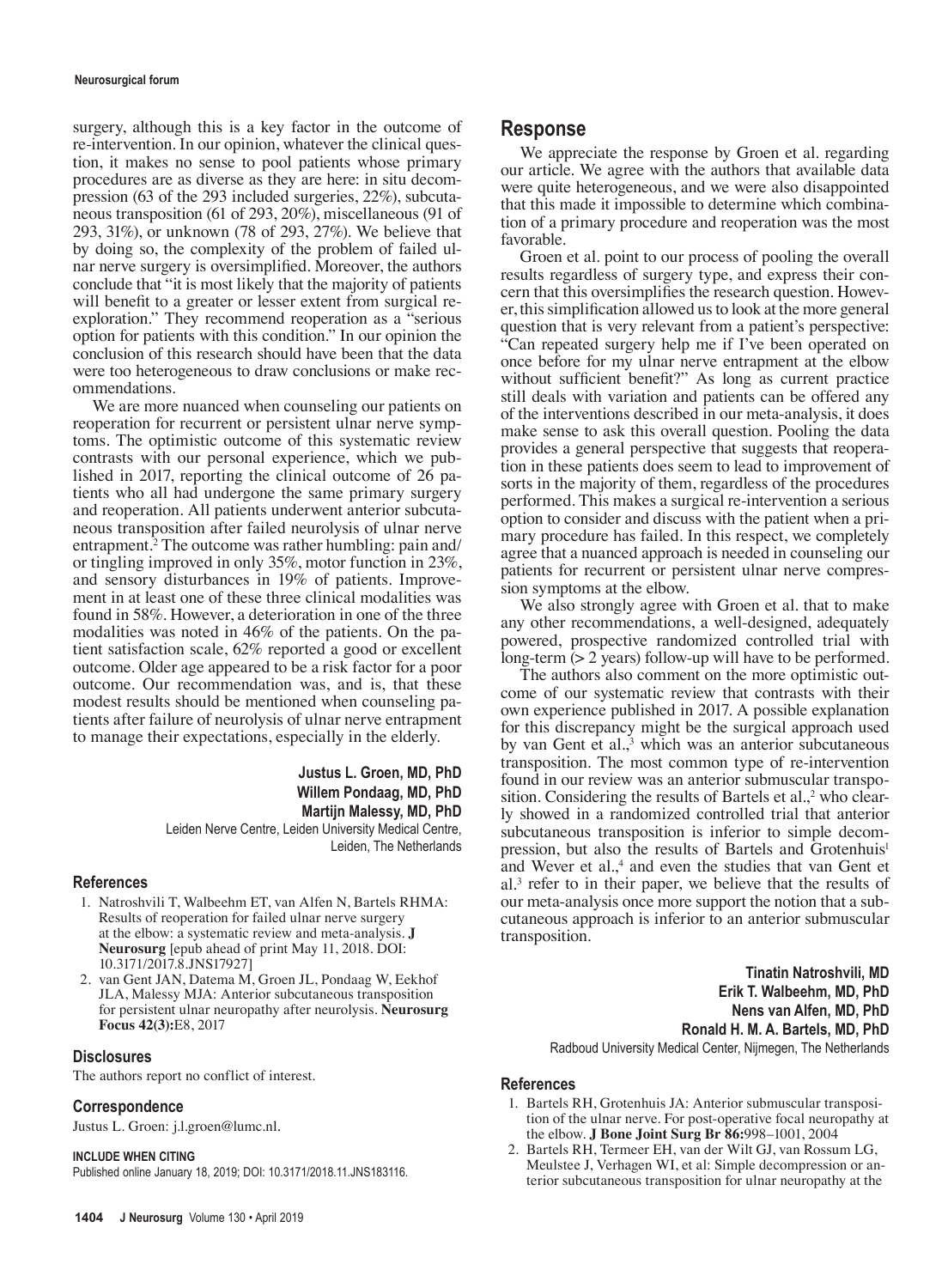surgery, although this is a key factor in the outcome of re-intervention. In our opinion, whatever the clinical question, it makes no sense to pool patients whose primary procedures are as diverse as they are here: in situ decompression (63 of the 293 included surgeries, 22%), subcutaneous transposition (61 of 293, 20%), miscellaneous (91 of 293, 31%), or unknown (78 of 293, 27%). We believe that by doing so, the complexity of the problem of failed ulnar nerve surgery is oversimplified. Moreover, the authors conclude that "it is most likely that the majority of patients will benefit to a greater or lesser extent from surgical reexploration." They recommend reoperation as a "serious option for patients with this condition." In our opinion the conclusion of this research should have been that the data were too heterogeneous to draw conclusions or make recommendations.

We are more nuanced when counseling our patients on reoperation for recurrent or persistent ulnar nerve symptoms. The optimistic outcome of this systematic review contrasts with our personal experience, which we published in 2017, reporting the clinical outcome of 26 patients who all had undergone the same primary surgery and reoperation. All patients underwent anterior subcutaneous transposition after failed neurolysis of ulnar nerve entrapment.[2] The outcome was rather humbling: pain and/or tingling improved in only 35%, motor function in 23%, and sensory disturbances in 19% of patients. Improvement in at least one of these three clinical modalities was found in 58%. However, a deterioration in one of the three modalities was noted in 46% of the patients. On the patient satisfaction scale, 62% reported a good or excellent outcome. Older age appeared to be a risk factor for a poor outcome. Our recommendation was, and is, that these modest results should be mentioned when counseling patients after failure of neurolysis of ulnar nerve entrapment to manage their expectations, especially in the elderly.

**Justus L. Groen, MD, PhD**
**Willem Pondaag, MD, PhD**
**Martijn Malessy, MD, PhD**
Leiden Nerve Centre, Leiden University Medical Centre, Leiden, The Netherlands

### References

1. Natroshvili T, Walbeehm ET, van Alfen N, Bartels RHMA: Results of reoperation for failed ulnar nerve surgery at the elbow: a systematic review and meta-analysis. **J Neurosurg** [epub ahead of print May 11, 2018. DOI: 10.3171/2017.8.JNS17927]
2. van Gent JAN, Datema M, Groen JL, Pondaag W, Eekhof JLA, Malessy MJA: Anterior subcutaneous transposition for persistent ulnar neuropathy after neurolysis. **Neurosurg Focus 42(3):**E8, 2017

### Disclosures

The authors report no conflict of interest.

### Correspondence

Justus L. Groen: j.l.groen@lumc.nl.

### INCLUDE WHEN CITING

Published online January 18, 2019; DOI: 10.3171/2018.11.JNS183116.

## Response

We appreciate the response by Groen et al. regarding our article. We agree with the authors that available data were quite heterogeneous, and we were also disappointed that this made it impossible to determine which combination of a primary procedure and reoperation was the most favorable.

Groen et al. point to our process of pooling the overall results regardless of surgery type, and express their concern that this oversimplifies the research question. However, this simplification allowed us to look at the more general question that is very relevant from a patient's perspective: "Can repeated surgery help me if I've been operated on once before for my ulnar nerve entrapment at the elbow without sufficient benefit?" As long as current practice still deals with variation and patients can be offered any of the interventions described in our meta-analysis, it does make sense to ask this overall question. Pooling the data provides a general perspective that suggests that reoperation in these patients does seem to lead to improvement of sorts in the majority of them, regardless of the procedures performed. This makes a surgical re-intervention a serious option to consider and discuss with the patient when a primary procedure has failed. In this respect, we completely agree that a nuanced approach is needed in counseling our patients for recurrent or persistent ulnar nerve compression symptoms at the elbow.

We also strongly agree with Groen et al. that to make any other recommendations, a well-designed, adequately powered, prospective randomized controlled trial with long-term (> 2 years) follow-up will have to be performed.

The authors also comment on the more optimistic outcome of our systematic review that contrasts with their own experience published in 2017. A possible explanation for this discrepancy might be the surgical approach used by van Gent et al.,[3] which was an anterior subcutaneous transposition. The most common type of re-intervention found in our review was an anterior submuscular transposition. Considering the results of Bartels et al.,[2] who clearly showed in a randomized controlled trial that anterior subcutaneous transposition is inferior to simple decompression, but also the results of Bartels and Grotenhuis[1] and Wever et al.,[4] and even the studies that van Gent et al.[3] refer to in their paper, we believe that the results of our meta-analysis once more support the notion that a subcutaneous approach is inferior to an anterior submuscular transposition.

**Tinatin Natroshvili, MD**
**Erik T. Walbeehm, MD, PhD**
**Nens van Alfen, MD, PhD**
**Ronald H. M. A. Bartels, MD, PhD**
Radboud University Medical Center, Nijmegen, The Netherlands

### References

1. Bartels RH, Grotenhuis JA: Anterior submuscular transposition of the ulnar nerve. For post-operative focal neuropathy at the elbow. **J Bone Joint Surg Br 86:**998–1001, 2004
2. Bartels RH, Termeer EH, van der Wilt GJ, van Rossum LG, Meulstee J, Verhagen WI, et al: Simple decompression or anterior subcutaneous transposition for ulnar neuropathy at the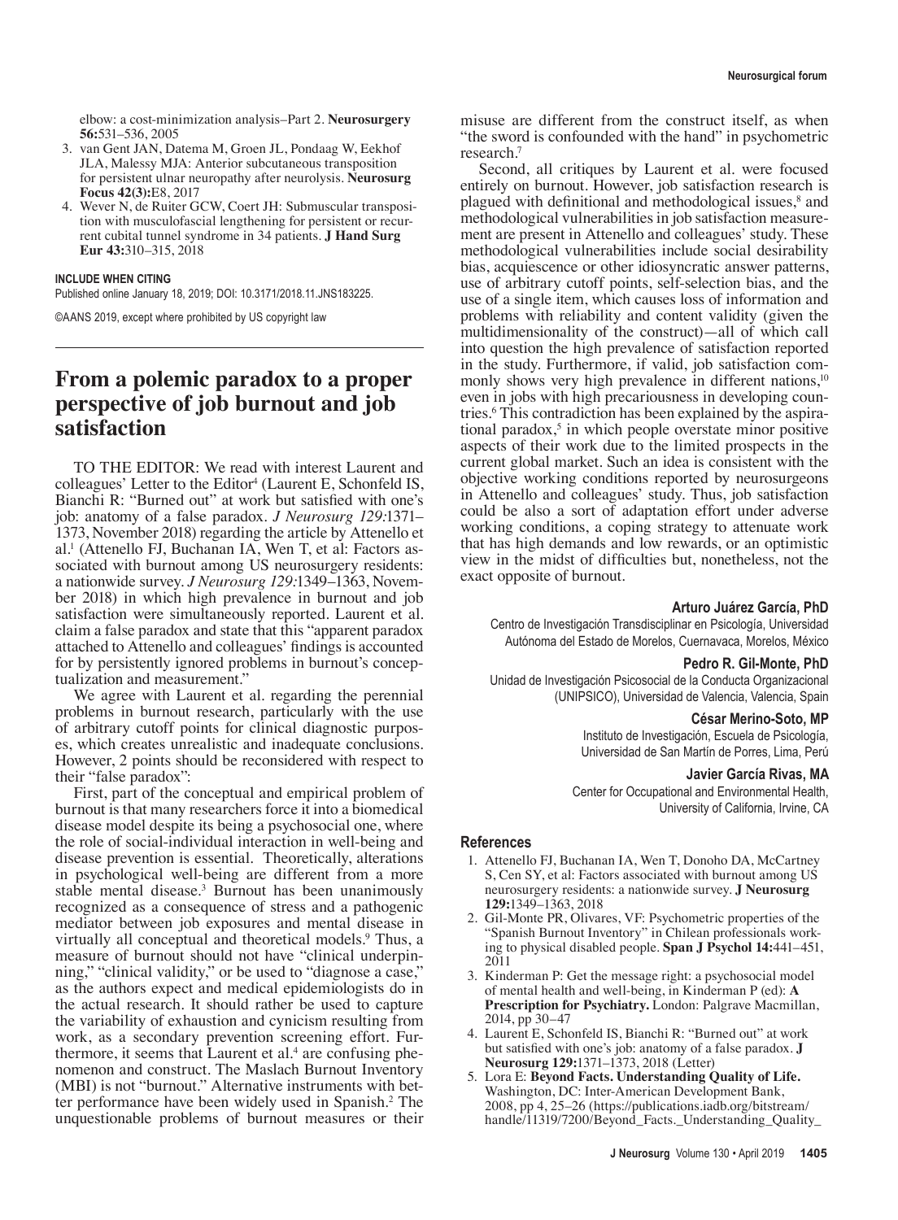elbow: a cost-minimization analysis–Part 2. **Neurosurgery 56:**531–536, 2005

3. van Gent JAN, Datema M, Groen JL, Pondaag W, Eekhof JLA, Malessy MJA: Anterior subcutaneous transposition for persistent ulnar neuropathy after neurolysis. **Neurosurg Focus 42(3):**E8, 2017
4. Wever N, de Ruiter GCW, Coert JH: Submuscular transposition with musculofascial lengthening for persistent or recurrent cubital tunnel syndrome in 34 patients. **J Hand Surg Eur 43:**310–315, 2018

**INCLUDE WHEN CITING**
Published online January 18, 2019; DOI: 10.3171/2018.11.JNS183225.

©AANS 2019, except where prohibited by US copyright law

# From a polemic paradox to a proper perspective of job burnout and job satisfaction

TO THE EDITOR: We read with interest Laurent and colleagues' Letter to the Editor[4] (Laurent E, Schonfeld IS, Bianchi R: "Burned out" at work but satisfied with one's job: anatomy of a false paradox. *J Neurosurg 129:*1371–1373, November 2018) regarding the article by Attenello et al.[1] (Attenello FJ, Buchanan IA, Wen T, et al: Factors associated with burnout among US neurosurgery residents: a nationwide survey. *J Neurosurg 129:*1349–1363, November 2018) in which high prevalence in burnout and job satisfaction were simultaneously reported. Laurent et al. claim a false paradox and state that this "apparent paradox attached to Attenello and colleagues' findings is accounted for by persistently ignored problems in burnout's conceptualization and measurement."

We agree with Laurent et al. regarding the perennial problems in burnout research, particularly with the use of arbitrary cutoff points for clinical diagnostic purposes, which creates unrealistic and inadequate conclusions. However, 2 points should be reconsidered with respect to their "false paradox":

First, part of the conceptual and empirical problem of burnout is that many researchers force it into a biomedical disease model despite its being a psychosocial one, where the role of social-individual interaction in well-being and disease prevention is essential. Theoretically, alterations in psychological well-being are different from a more stable mental disease.[3] Burnout has been unanimously recognized as a consequence of stress and a pathogenic mediator between job exposures and mental disease in virtually all conceptual and theoretical models.[9] Thus, a measure of burnout should not have "clinical underpinning," "clinical validity," or be used to "diagnose a case," as the authors expect and medical epidemiologists do in the actual research. It should rather be used to capture the variability of exhaustion and cynicism resulting from work, as a secondary prevention screening effort. Furthermore, it seems that Laurent et al.[4] are confusing phenomenon and construct. The Maslach Burnout Inventory (MBI) is not "burnout." Alternative instruments with better performance have been widely used in Spanish.[2] The unquestionable problems of burnout measures or their misuse are different from the construct itself, as when "the sword is confounded with the hand" in psychometric research.[7]

Second, all critiques by Laurent et al. were focused entirely on burnout. However, job satisfaction research is plagued with definitional and methodological issues,[8] and methodological vulnerabilities in job satisfaction measurement are present in Attenello and colleagues' study. These methodological vulnerabilities include social desirability bias, acquiescence or other idiosyncratic answer patterns, use of arbitrary cutoff points, self-selection bias, and the use of a single item, which causes loss of information and problems with reliability and content validity (given the multidimensionality of the construct)—all of which call into question the high prevalence of satisfaction reported in the study. Furthermore, if valid, job satisfaction commonly shows very high prevalence in different nations,[10] even in jobs with high precariousness in developing countries.[6] This contradiction has been explained by the aspirational paradox,[5] in which people overstate minor positive aspects of their work due to the limited prospects in the current global market. Such an idea is consistent with the objective working conditions reported by neurosurgeons in Attenello and colleagues' study. Thus, job satisfaction could be also a sort of adaptation effort under adverse working conditions, a coping strategy to attenuate work that has high demands and low rewards, or an optimistic view in the midst of difficulties but, nonetheless, not the exact opposite of burnout.

**Arturo Juárez García, PhD**
Centro de Investigación Transdisciplinar en Psicología, Universidad Autónoma del Estado de Morelos, Cuernavaca, Morelos, México

**Pedro R. Gil-Monte, PhD**
Unidad de Investigación Psicosocial de la Conducta Organizacional (UNIPSICO), Universidad de Valencia, Valencia, Spain

**César Merino-Soto, MP**
Instituto de Investigación, Escuela de Psicología, Universidad de San Martín de Porres, Lima, Perú

**Javier García Rivas, MA**
Center for Occupational and Environmental Health, University of California, Irvine, CA

## References

1. Attenello FJ, Buchanan IA, Wen T, Donoho DA, McCartney S, Cen SY, et al: Factors associated with burnout among US neurosurgery residents: a nationwide survey. **J Neurosurg 129:**1349–1363, 2018
2. Gil-Monte PR, Olivares, VF: Psychometric properties of the "Spanish Burnout Inventory" in Chilean professionals working to physical disabled people. **Span J Psychol 14:**441–451, 2011
3. Kinderman P: Get the message right: a psychosocial model of mental health and well-being, in Kinderman P (ed): **A Prescription for Psychiatry.** London: Palgrave Macmillan, 2014, pp 30–47
4. Laurent E, Schonfeld IS, Bianchi R: "Burned out" at work but satisfied with one's job: anatomy of a false paradox. **J Neurosurg 129:**1371–1373, 2018 (Letter)
5. Lora E: **Beyond Facts. Understanding Quality of Life.** Washington, DC: Inter-American Development Bank, 2008, pp 4, 25–26 (https://publications.iadb.org/bitstream/handle/11319/7200/Beyond_Facts._Understanding_Quality_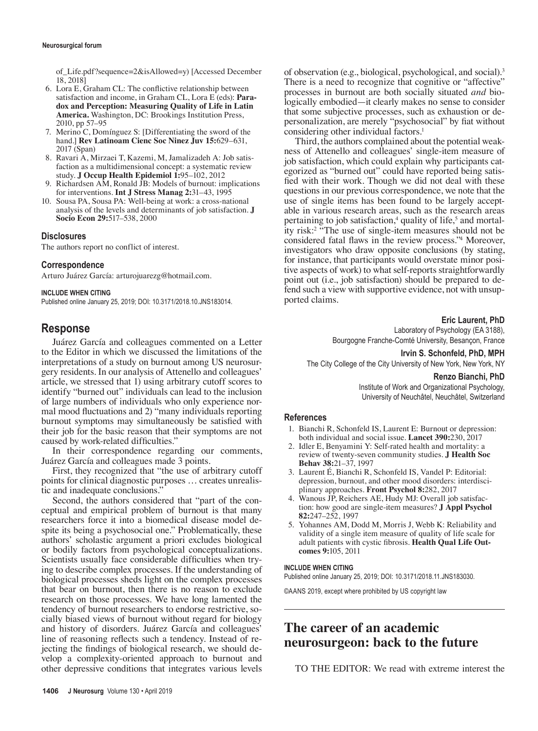of_Life.pdf?sequence=2&isAllowed=y) [Accessed December 18, 2018]

6. Lora E, Graham CL: The conflictive relationship between satisfaction and income, in Graham CL, Lora E (eds): **Paradox and Perception: Measuring Quality of Life in Latin America.** Washington, DC: Brookings Institution Press, 2010, pp 57–95
7. Merino C, Domínguez S: [Differentiating the sword of the hand.] **Rev Latinoam Cienc Soc Ninez Juv 15:**629–631, 2017 (Span)
8. Ravari A, Mirzaei T, Kazemi, M, Jamalizadeh A: Job satisfaction as a multidimensional concept: a systematic review study. **J Occup Health Epidemiol 1:**95–102, 2012
9. Richardsen AM, Ronald JB: Models of burnout: implications for interventions. **Int J Stress Manag 2:**31–43, 1995
10. Sousa PA, Sousa PA: Well-being at work: a cross-national analysis of the levels and determinants of job satisfaction. **J Socio Econ 29:**517–538, 2000

### Disclosures

The authors report no conflict of interest.

### Correspondence

Arturo Juárez García: arturojuarezg@hotmail.com.

#### INCLUDE WHEN CITING

Published online January 25, 2019; DOI: 10.3171/2018.10.JNS183014.

## Response

Juárez García and colleagues commented on a Letter to the Editor in which we discussed the limitations of the interpretations of a study on burnout among US neurosurgery residents. In our analysis of Attenello and colleagues' article, we stressed that 1) using arbitrary cutoff scores to identify "burned out" individuals can lead to the inclusion of large numbers of individuals who only experience normal mood fluctuations and 2) "many individuals reporting burnout symptoms may simultaneously be satisfied with their job for the basic reason that their symptoms are not caused by work-related difficulties."

In their correspondence regarding our comments, Juárez García and colleagues made 3 points.

First, they recognized that "the use of arbitrary cutoff points for clinical diagnostic purposes … creates unrealistic and inadequate conclusions."

Second, the authors considered that "part of the conceptual and empirical problem of burnout is that many researchers force it into a biomedical disease model despite its being a psychosocial one." Problematically, these authors' scholastic argument a priori excludes biological or bodily factors from psychological conceptualizations. Scientists usually face considerable difficulties when trying to describe complex processes. If the understanding of biological processes sheds light on the complex processes that bear on burnout, then there is no reason to exclude research on those processes. We have long lamented the tendency of burnout researchers to endorse restrictive, socially biased views of burnout without regard for biology and history of disorders. Juárez García and colleagues' line of reasoning reflects such a tendency. Instead of rejecting the findings of biological research, we should develop a complexity-oriented approach to burnout and other depressive conditions that integrates various levels of observation (e.g., biological, psychological, and social).[3] There is a need to recognize that cognitive or "affective" processes in burnout are both socially situated *and* biologically embodied—it clearly makes no sense to consider that some subjective processes, such as exhaustion or depersonalization, are merely "psychosocial" by fiat without considering other individual factors.[1]

Third, the authors complained about the potential weakness of Attenello and colleagues' single-item measure of job satisfaction, which could explain why participants categorized as "burned out" could have reported being satisfied with their work. Though we did not deal with these questions in our previous correspondence, we note that the use of single items has been found to be largely acceptable in various research areas, such as the research areas pertaining to job satisfaction,[4] quality of life,[5] and mortality risk:[2] "The use of single-item measures should not be considered fatal flaws in the review process."[4] Moreover, investigators who draw opposite conclusions (by stating, for instance, that participants would overstate minor positive aspects of work) to what self-reports straightforwardly point out (i.e., job satisfaction) should be prepared to defend such a view with supportive evidence, not with unsupported claims.

**Eric Laurent, PhD**
Laboratory of Psychology (EA 3188),
Bourgogne Franche-Comté University, Besançon, France

**Irvin S. Schonfeld, PhD, MPH**
The City College of the City University of New York, New York, NY

**Renzo Bianchi, PhD**
Institute of Work and Organizational Psychology,
University of Neuchâtel, Neuchâtel, Switzerland

### References

1. Bianchi R, Schonfeld IS, Laurent E: Burnout or depression: both individual and social issue. **Lancet 390:**230, 2017
2. Idler E, Benyamini Y: Self-rated health and mortality: a review of twenty-seven community studies. **J Health Soc Behav 38:**21–37, 1997
3. Laurent É, Bianchi R, Schonfeld IS, Vandel P: Editorial: depression, burnout, and other mood disorders: interdisciplinary approaches. **Front Psychol 8:**282, 2017
4. Wanous JP, Reichers AE, Hudy MJ: Overall job satisfaction: how good are single-item measures? **J Appl Psychol 82:**247–252, 1997
5. Yohannes AM, Dodd M, Morris J, Webb K: Reliability and validity of a single item measure of quality of life scale for adult patients with cystic fibrosis. **Health Qual Life Outcomes 9:**105, 2011

#### INCLUDE WHEN CITING

Published online January 25, 2019; DOI: 10.3171/2018.11.JNS183030.

©AANS 2019, except where prohibited by US copyright law

# The career of an academic neurosurgeon: back to the future

TO THE EDITOR: We read with extreme interest the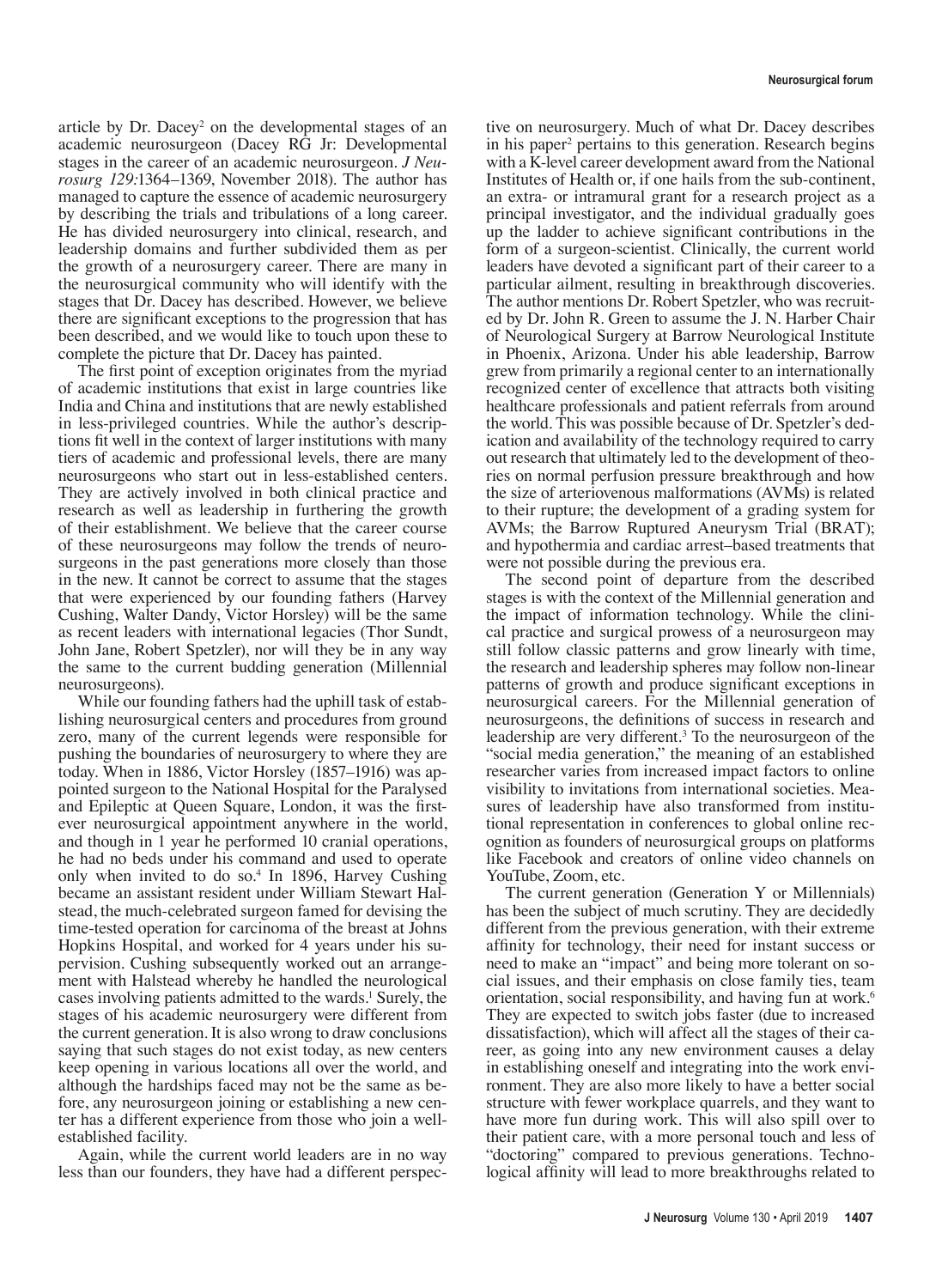article by Dr. Dacey[2] on the developmental stages of an academic neurosurgeon (Dacey RG Jr: Developmental stages in the career of an academic neurosurgeon. *J Neurosurg 129:*1364–1369, November 2018). The author has managed to capture the essence of academic neurosurgery by describing the trials and tribulations of a long career. He has divided neurosurgery into clinical, research, and leadership domains and further subdivided them as per the growth of a neurosurgery career. There are many in the neurosurgical community who will identify with the stages that Dr. Dacey has described. However, we believe there are significant exceptions to the progression that has been described, and we would like to touch upon these to complete the picture that Dr. Dacey has painted.

The first point of exception originates from the myriad of academic institutions that exist in large countries like India and China and institutions that are newly established in less-privileged countries. While the author's descriptions fit well in the context of larger institutions with many tiers of academic and professional levels, there are many neurosurgeons who start out in less-established centers. They are actively involved in both clinical practice and research as well as leadership in furthering the growth of their establishment. We believe that the career course of these neurosurgeons may follow the trends of neurosurgeons in the past generations more closely than those in the new. It cannot be correct to assume that the stages that were experienced by our founding fathers (Harvey Cushing, Walter Dandy, Victor Horsley) will be the same as recent leaders with international legacies (Thor Sundt, John Jane, Robert Spetzler), nor will they be in any way the same to the current budding generation (Millennial neurosurgeons).

While our founding fathers had the uphill task of establishing neurosurgical centers and procedures from ground zero, many of the current legends were responsible for pushing the boundaries of neurosurgery to where they are today. When in 1886, Victor Horsley (1857–1916) was appointed surgeon to the National Hospital for the Paralysed and Epileptic at Queen Square, London, it was the first-ever neurosurgical appointment anywhere in the world, and though in 1 year he performed 10 cranial operations, he had no beds under his command and used to operate only when invited to do so.[4] In 1896, Harvey Cushing became an assistant resident under William Stewart Halstead, the much-celebrated surgeon famed for devising the time-tested operation for carcinoma of the breast at Johns Hopkins Hospital, and worked for 4 years under his supervision. Cushing subsequently worked out an arrangement with Halstead whereby he handled the neurological cases involving patients admitted to the wards.[1] Surely, the stages of his academic neurosurgery were different from the current generation. It is also wrong to draw conclusions saying that such stages do not exist today, as new centers keep opening in various locations all over the world, and although the hardships faced may not be the same as before, any neurosurgeon joining or establishing a new center has a different experience from those who join a well-established facility.

Again, while the current world leaders are in no way less than our founders, they have had a different perspective on neurosurgery. Much of what Dr. Dacey describes in his paper[2] pertains to this generation. Research begins with a K-level career development award from the National Institutes of Health or, if one hails from the sub-continent, an extra- or intramural grant for a research project as a principal investigator, and the individual gradually goes up the ladder to achieve significant contributions in the form of a surgeon-scientist. Clinically, the current world leaders have devoted a significant part of their career to a particular ailment, resulting in breakthrough discoveries. The author mentions Dr. Robert Spetzler, who was recruited by Dr. John R. Green to assume the J. N. Harber Chair of Neurological Surgery at Barrow Neurological Institute in Phoenix, Arizona. Under his able leadership, Barrow grew from primarily a regional center to an internationally recognized center of excellence that attracts both visiting healthcare professionals and patient referrals from around the world. This was possible because of Dr. Spetzler's dedication and availability of the technology required to carry out research that ultimately led to the development of theories on normal perfusion pressure breakthrough and how the size of arteriovenous malformations (AVMs) is related to their rupture; the development of a grading system for AVMs; the Barrow Ruptured Aneurysm Trial (BRAT); and hypothermia and cardiac arrest–based treatments that were not possible during the previous era.

The second point of departure from the described stages is with the context of the Millennial generation and the impact of information technology. While the clinical and surgical prowess of a neurosurgeon may still follow classic patterns and grow linearly with time, the research and leadership spheres may follow non-linear patterns of growth and produce significant exceptions in neurosurgical careers. For the Millennial generation of neurosurgeons, the definitions of success in research and leadership are very different.[3] To the neurosurgeon of the "social media generation," the meaning of an established researcher varies from increased impact factors to online visibility to invitations from international societies. Measures of leadership have also transformed from institutional representation in conferences to global online recognition as founders of neurosurgical groups on platforms like Facebook and creators of online video channels on YouTube, Zoom, etc.

The current generation (Generation Y or Millennials) has been the subject of much scrutiny. They are decidedly different from the previous generation, with their extreme affinity for technology, their need for instant success or need to make an "impact" and being more tolerant on social issues, and their emphasis on close family ties, team orientation, social responsibility, and having fun at work.[6] They are expected to switch jobs faster (due to increased dissatisfaction), which will affect all the stages of their career, as going into any new environment causes a delay in establishing oneself and integrating into the work environment. They are also more likely to have a better social structure with fewer workplace quarrels, and they want to have more fun during work. This will also spill over to their patient care, with a more personal touch and less of "doctoring" compared to previous generations. Technological affinity will lead to more breakthroughs related to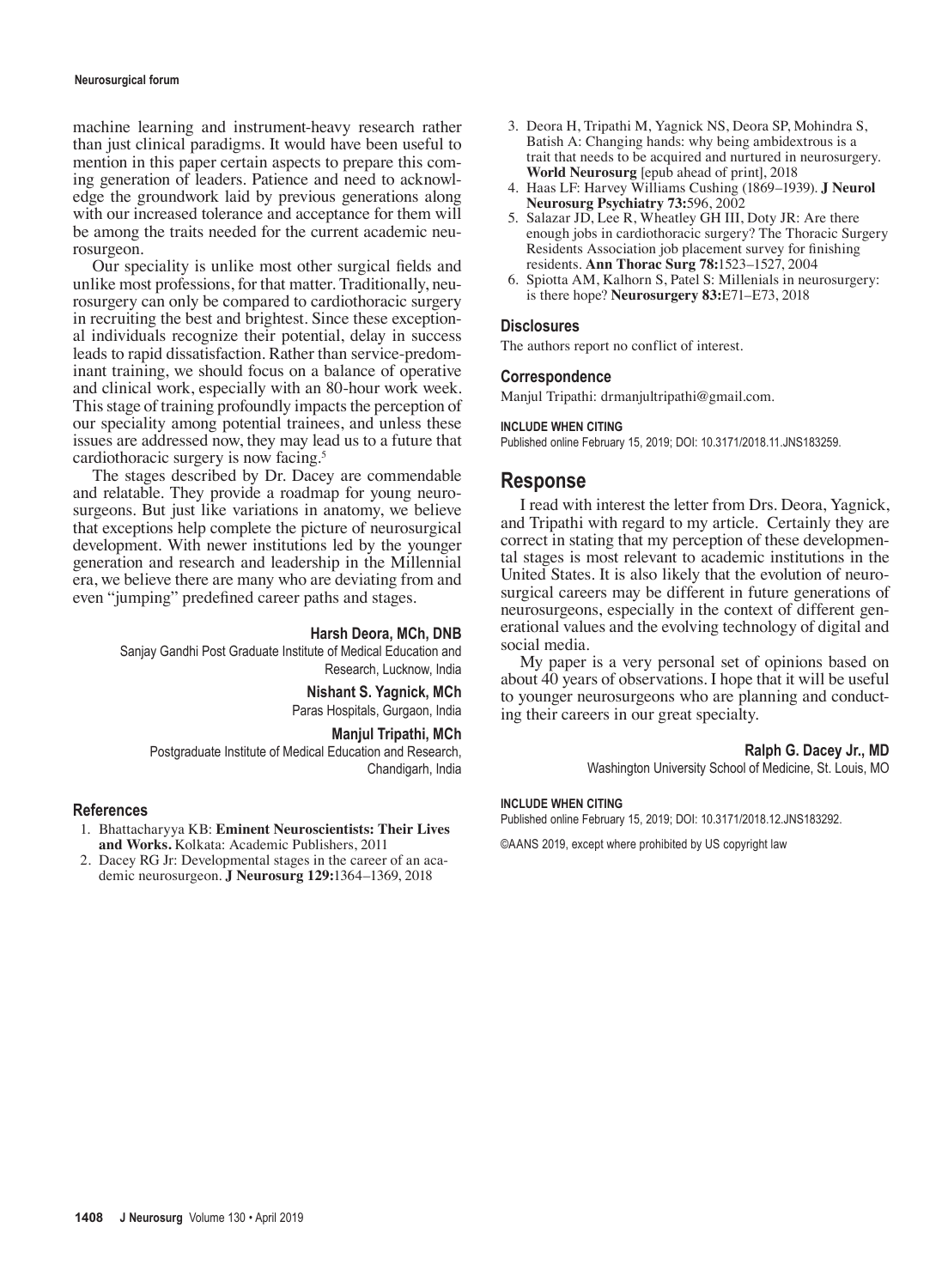machine learning and instrument-heavy research rather than just clinical paradigms. It would have been useful to mention in this paper certain aspects to prepare this coming generation of leaders. Patience and need to acknowledge the groundwork laid by previous generations along with our increased tolerance and acceptance for them will be among the traits needed for the current academic neurosurgeon.

Our speciality is unlike most other surgical fields and unlike most professions, for that matter. Traditionally, neurosurgery can only be compared to cardiothoracic surgery in recruiting the best and brightest. Since these exceptional individuals recognize their potential, delay in success leads to rapid dissatisfaction. Rather than service-predominant training, we should focus on a balance of operative and clinical work, especially with an 80-hour work week. This stage of training profoundly impacts the perception of our speciality among potential trainees, and unless these issues are addressed now, they may lead us to a future that cardiothoracic surgery is now facing.[5]

The stages described by Dr. Dacey are commendable and relatable. They provide a roadmap for young neurosurgeons. But just like variations in anatomy, we believe that exceptions help complete the picture of neurosurgical development. With newer institutions led by the younger generation and research and leadership in the Millennial era, we believe there are many who are deviating from and even "jumping" predefined career paths and stages.

**Harsh Deora, MCh, DNB**
Sanjay Gandhi Post Graduate Institute of Medical Education and Research, Lucknow, India

**Nishant S. Yagnick, MCh**
Paras Hospitals, Gurgaon, India

**Manjul Tripathi, MCh**
Postgraduate Institute of Medical Education and Research, Chandigarh, India

### References

1. Bhattacharyya KB: **Eminent Neuroscientists: Their Lives and Works.** Kolkata: Academic Publishers, 2011
2. Dacey RG Jr: Developmental stages in the career of an academic neurosurgeon. **J Neurosurg 129:**1364–1369, 2018
3. Deora H, Tripathi M, Yagnick NS, Deora SP, Mohindra S, Batish A: Changing hands: why being ambidextrous is a trait that needs to be acquired and nurtured in neurosurgery. **World Neurosurg** [epub ahead of print], 2018
4. Haas LF: Harvey Williams Cushing (1869–1939). **J Neurol Neurosurg Psychiatry 73:**596, 2002
5. Salazar JD, Lee R, Wheatley GH III, Doty JR: Are there enough jobs in cardiothoracic surgery? The Thoracic Surgery Residents Association job placement survey for finishing residents. **Ann Thorac Surg 78:**1523–1527, 2004
6. Spiotta AM, Kalhorn S, Patel S: Millenials in neurosurgery: is there hope? **Neurosurgery 83:**E71–E73, 2018

### Disclosures

The authors report no conflict of interest.

### Correspondence

Manjul Tripathi: drmanjultripathi@gmail.com.

#### INCLUDE WHEN CITING

Published online February 15, 2019; DOI: 10.3171/2018.11.JNS183259.

## Response

I read with interest the letter from Drs. Deora, Yagnick, and Tripathi with regard to my article. Certainly they are correct in stating that my perception of these developmental stages is most relevant to academic institutions in the United States. It is also likely that the evolution of neurosurgical careers may be different in future generations of neurosurgeons, especially in the context of different generational values and the evolving technology of digital and social media.

My paper is a very personal set of opinions based on about 40 years of observations. I hope that it will be useful to younger neurosurgeons who are planning and conducting their careers in our great specialty.

**Ralph G. Dacey Jr., MD**
Washington University School of Medicine, St. Louis, MO

#### INCLUDE WHEN CITING

Published online February 15, 2019; DOI: 10.3171/2018.12.JNS183292.

©AANS 2019, except where prohibited by US copyright law